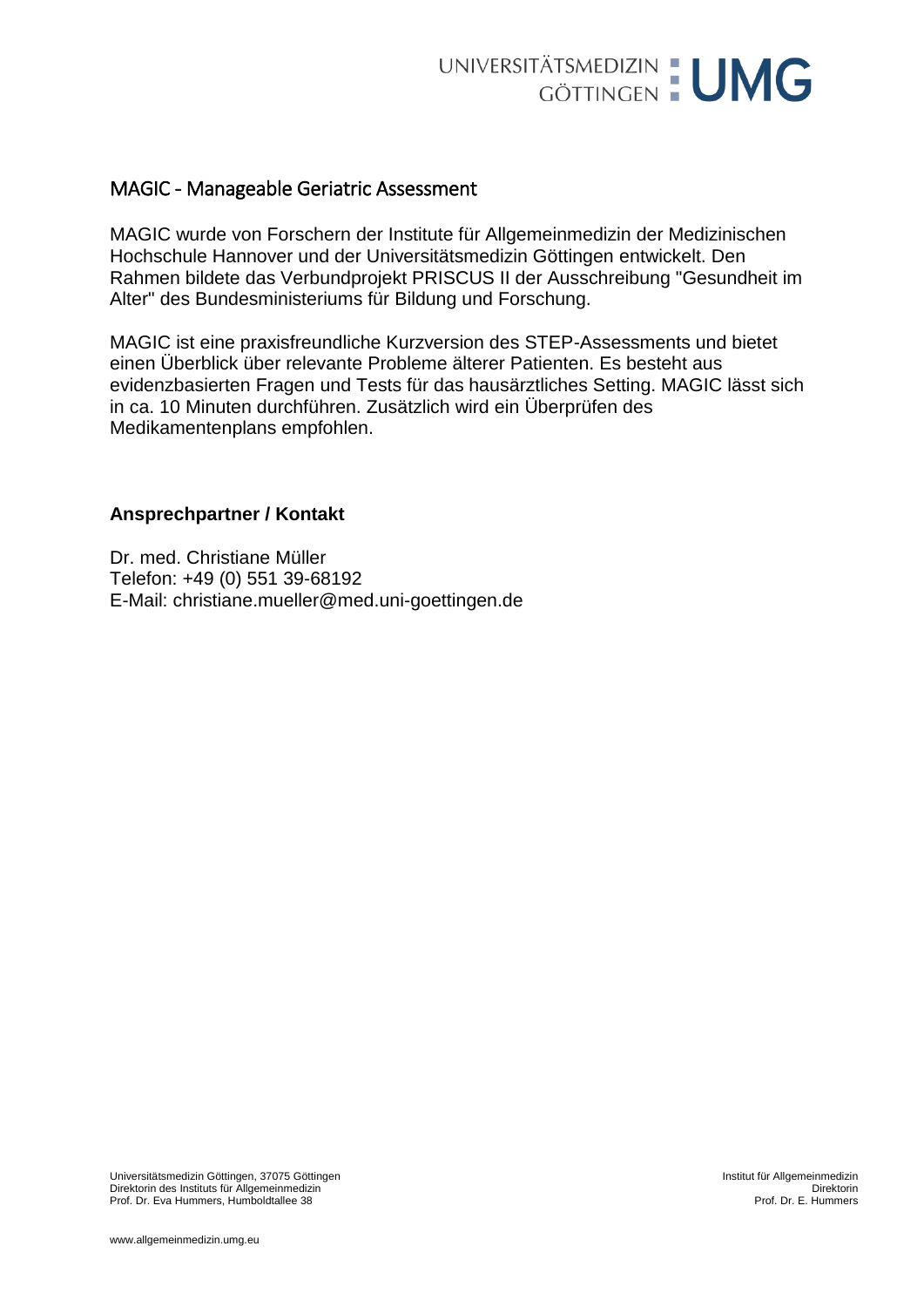# MAGIC - Manageable Geriatric Assessment

MAGIC wurde von Forschern der Institute für Allgemeinmedizin der Medizinischen Hochschule Hannover und der Universitätsmedizin Göttingen entwickelt. Den Rahmen bildete das Verbundprojekt PRISCUS II der Ausschreibung "Gesundheit im Alter" des Bundesministeriums für Bildung und Forschung.

MAGIC ist eine praxisfreundliche Kurzversion des STEP-Assessments und bietet einen Überblick über relevante Probleme älterer Patienten. Es besteht aus evidenzbasierten Fragen und Tests für das hausärztliches Setting. MAGIC lässt sich in ca. 10 Minuten durchführen. Zusätzlich wird ein Überprüfen des Medikamentenplans empfohlen.

**Ansprechpartner / Kontakt**

Dr. med. Christiane Müller
Telefon: +49 (0) 551 39-68192
E-Mail: christiane.mueller@med.uni-goettingen.de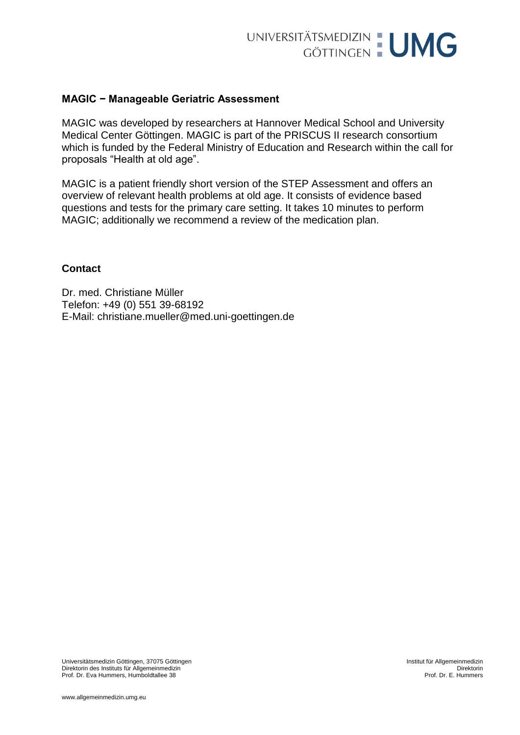**MAGIC − Manageable Geriatric Assessment**

MAGIC was developed by researchers at Hannover Medical School and University Medical Center Göttingen. MAGIC is part of the PRISCUS II research consortium which is funded by the Federal Ministry of Education and Research within the call for proposals "Health at old age".

MAGIC is a patient friendly short version of the STEP Assessment and offers an overview of relevant health problems at old age. It consists of evidence based questions and tests for the primary care setting. It takes 10 minutes to perform MAGIC; additionally we recommend a review of the medication plan.

**Contact**

Dr. med. Christiane Müller
Telefon: +49 (0) 551 39-68192
E-Mail: christiane.mueller@med.uni-goettingen.de

Universitätsmedizin Göttingen, 37075 Göttingen
Direktorin des Instituts für Allgemeinmedizin
Prof. Dr. Eva Hummers, Humboldtallee 38

Institut für Allgemeinmedizin
Direktorin
Prof. Dr. E. Hummers

www.allgemeinmedizin.umg.eu